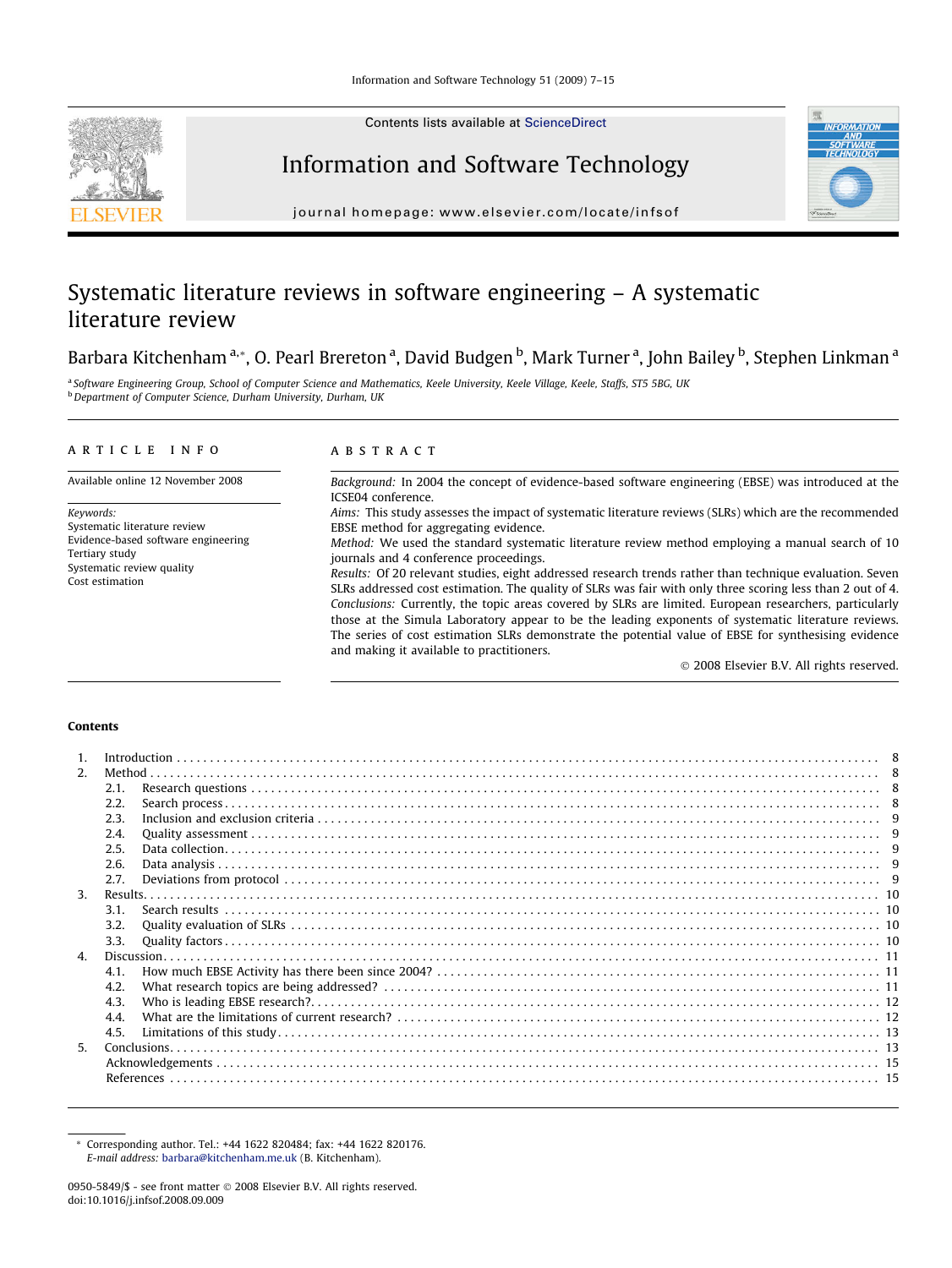Contents lists available at ScienceDirect

# Information and Software Technology

journal homepage: www.elsevier.com/locate/infsof

# Systematic literature reviews in software engineering – A systematic literature review

Barbara Kitchenham [a,*], O. Pearl Brereton [a], David Budgen [b], Mark Turner [a], John Bailey [b], Stephen Linkman [a]

[a] Software Engineering Group, School of Computer Science and Mathematics, Keele University, Keele Village, Keele, Staffs, ST5 5BG, UK
[b] Department of Computer Science, Durham University, Durham, UK

## ARTICLE INFO

Available online 12 November 2008

*Keywords:*
Systematic literature review
Evidence-based software engineering
Tertiary study
Systematic review quality
Cost estimation

## ABSTRACT

*Background:* In 2004 the concept of evidence-based software engineering (EBSE) was introduced at the ICSE04 conference.
*Aims:* This study assesses the impact of systematic literature reviews (SLRs) which are the recommended EBSE method for aggregating evidence.
*Method:* We used the standard systematic literature review method employing a manual search of 10 journals and 4 conference proceedings.
*Results:* Of 20 relevant studies, eight addressed research trends rather than technique evaluation. Seven SLRs addressed cost estimation. The quality of SLRs was fair with only three scoring less than 2 out of 4.
*Conclusions:* Currently, the topic areas covered by SLRs are limited. European researchers, particularly those at the Simula Laboratory appear to be the leading exponents of systematic literature reviews. The series of cost estimation SLRs demonstrate the potential value of EBSE for synthesising evidence and making it available to practitioners.

© 2008 Elsevier B.V. All rights reserved.

## Contents

1. Introduction . . . 8
2. Method . . . 8
   2.1. Research questions . . . 8
   2.2. Search process . . . 8
   2.3. Inclusion and exclusion criteria . . . 9
   2.4. Quality assessment . . . 9
   2.5. Data collection . . . 9
   2.6. Data analysis . . . 9
   2.7. Deviations from protocol . . . 9
3. Results . . . 10
   3.1. Search results . . . 10
   3.2. Quality evaluation of SLRs . . . 10
   3.3. Quality factors . . . 10
4. Discussion . . . 11
   4.1. How much EBSE Activity has there been since 2004? . . . 11
   4.2. What research topics are being addressed? . . . 11
   4.3. Who is leading EBSE research? . . . 12
   4.4. What are the limitations of current research? . . . 12
   4.5. Limitations of this study . . . 13
5. Conclusions . . . 13
   Acknowledgements . . . 15
   References . . . 15

---

\* Corresponding author. Tel.: +44 1622 820484; fax: +44 1622 820176.
*E-mail address:* barbara@kitchenham.me.uk (B. Kitchenham).

0950-5849/$ - see front matter © 2008 Elsevier B.V. All rights reserved.
doi:10.1016/j.infsof.2008.09.009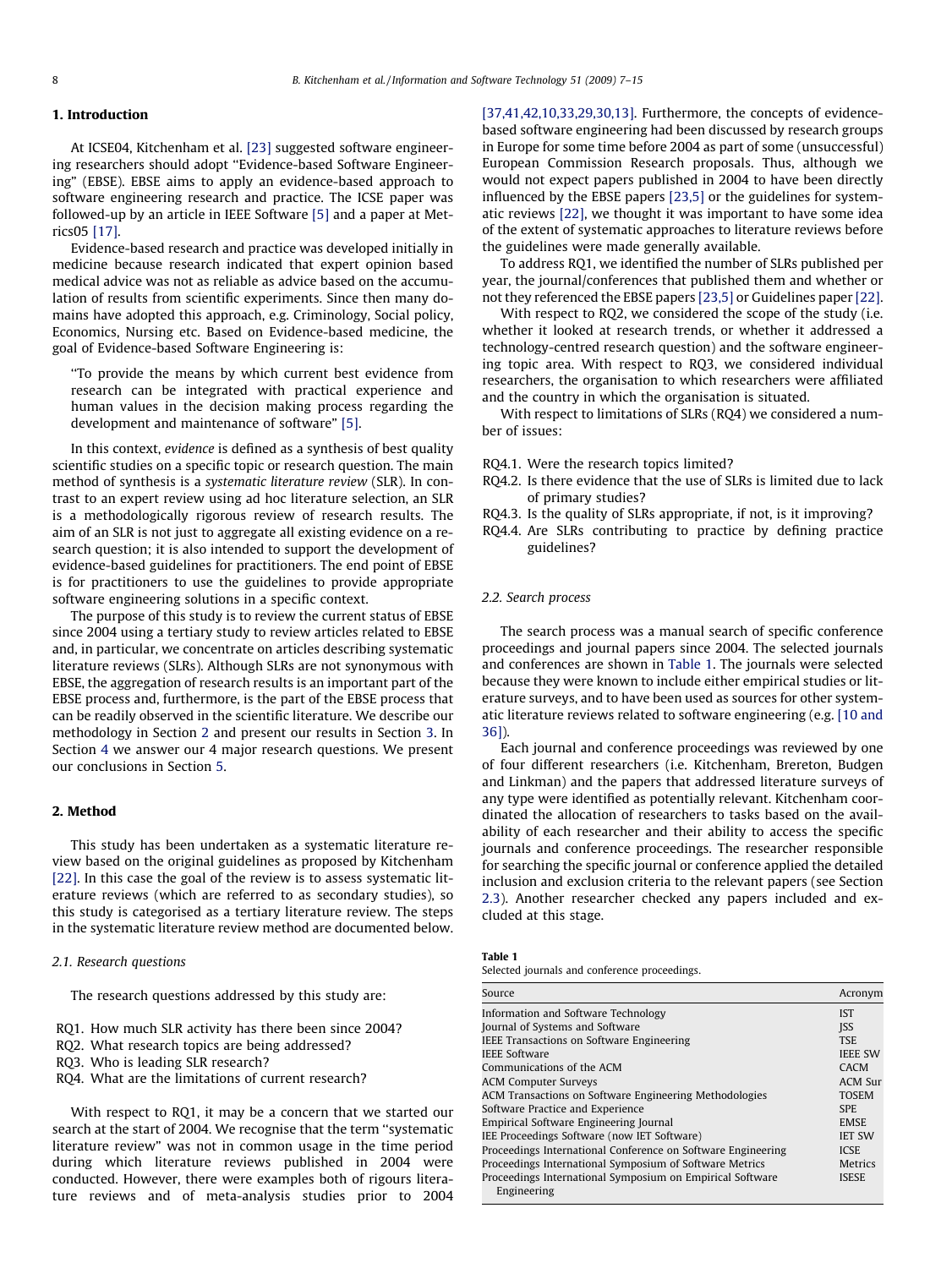## 1. Introduction

At ICSE04, Kitchenham et al. [23] suggested software engineering researchers should adopt "Evidence-based Software Engineering" (EBSE). EBSE aims to apply an evidence-based approach to software engineering research and practice. The ICSE paper was followed-up by an article in IEEE Software [5] and a paper at Metrics05 [17].

Evidence-based research and practice was developed initially in medicine because research indicated that expert opinion based medical advice was not as reliable as advice based on the accumulation of results from scientific experiments. Since then many domains have adopted this approach, e.g. Criminology, Social policy, Economics, Nursing etc. Based on Evidence-based medicine, the goal of Evidence-based Software Engineering is:

> "To provide the means by which current best evidence from research can be integrated with practical experience and human values in the decision making process regarding the development and maintenance of software" [5].

In this context, *evidence* is defined as a synthesis of best quality scientific studies on a specific topic or research question. The main method of synthesis is a *systematic literature review* (SLR). In contrast to an expert review using ad hoc literature selection, an SLR is a methodologically rigorous review of research results. The aim of an SLR is not just to aggregate all existing evidence on a research question; it is also intended to support the development of evidence-based guidelines for practitioners. The end point of EBSE is for practitioners to use the guidelines to provide appropriate software engineering solutions in a specific context.

The purpose of this study is to review the current status of EBSE since 2004 using a tertiary study to review articles related to EBSE and, in particular, we concentrate on articles describing systematic literature reviews (SLRs). Although SLRs are not synonymous with EBSE, the aggregation of research results is an important part of the EBSE process and, furthermore, is the part of the EBSE process that can be readily observed in the scientific literature. We describe our methodology in Section 2 and present our results in Section 3. In Section 4 we answer our 4 major research questions. We present our conclusions in Section 5.

## 2. Method

This study has been undertaken as a systematic literature review based on the original guidelines as proposed by Kitchenham [22]. In this case the goal of the review is to assess systematic literature reviews (which are referred to as secondary studies), so this study is categorised as a tertiary literature review. The steps in the systematic literature review method are documented below.

### 2.1. Research questions

The research questions addressed by this study are:

RQ1. How much SLR activity has there been since 2004?
RQ2. What research topics are being addressed?
RQ3. Who is leading SLR research?
RQ4. What are the limitations of current research?

With respect to RQ1, it may be a concern that we started our search at the start of 2004. We recognise that the term "systematic literature review" was not in common usage in the time period during which literature reviews published in 2004 were conducted. However, there were examples both of rigours literature reviews and of meta-analysis studies prior to 2004 [37,41,42,10,33,29,30,13]. Furthermore, the concepts of evidence-based software engineering had been discussed by research groups in Europe for some time before 2004 as part of some (unsuccessful) European Commission Research proposals. Thus, although we would not expect papers published in 2004 to have been directly influenced by the EBSE papers [23,5] or the guidelines for systematic reviews [22], we thought it was important to have some idea of the extent of systematic approaches to literature reviews before the guidelines were made generally available.

To address RQ1, we identified the number of SLRs published per year, the journal/conferences that published them and whether or not they referenced the EBSE papers [23,5] or Guidelines paper [22].

With respect to RQ2, we considered the scope of the study (i.e. whether it looked at research trends, or whether it addressed a technology-centred research question) and the software engineering topic area. With respect to RQ3, we considered individual researchers, the organisation to which researchers were affiliated and the country in which the organisation is situated.

With respect to limitations of SLRs (RQ4) we considered a number of issues:

RQ4.1. Were the research topics limited?
RQ4.2. Is there evidence that the use of SLRs is limited due to lack of primary studies?
RQ4.3. Is the quality of SLRs appropriate, if not, is it improving?
RQ4.4. Are SLRs contributing to practice by defining practice guidelines?

### 2.2. Search process

The search process was a manual search of specific conference proceedings and journal papers since 2004. The selected journals and conferences are shown in Table 1. The journals were selected because they were known to include either empirical studies or literature surveys, and to have been used as sources for other systematic literature reviews related to software engineering (e.g. [10 and 36]).

Each journal and conference proceedings was reviewed by one of four different researchers (i.e. Kitchenham, Brereton, Budgen and Linkman) and the papers that addressed literature surveys of any type were identified as potentially relevant. Kitchenham coordinated the allocation of researchers to tasks based on the availability of each researcher and their ability to access the specific journals and conference proceedings. The researcher responsible for searching the specific journal or conference applied the detailed inclusion and exclusion criteria to the relevant papers (see Section 2.3). Another researcher checked any papers included and excluded at this stage.

**Table 1**
Selected journals and conference proceedings.

| Source | Acronym |
|---|---|
| Information and Software Technology | IST |
| Journal of Systems and Software | JSS |
| IEEE Transactions on Software Engineering | TSE |
| IEEE Software | IEEE SW |
| Communications of the ACM | CACM |
| ACM Computer Surveys | ACM Sur |
| ACM Transactions on Software Engineering Methodologies | TOSEM |
| Software Practice and Experience | SPE |
| Empirical Software Engineering Journal | EMSE |
| IEE Proceedings Software (now IET Software) | IET SW |
| Proceedings International Conference on Software Engineering | ICSE |
| Proceedings International Symposium of Software Metrics | Metrics |
| Proceedings International Symposium on Empirical Software Engineering | ISESE |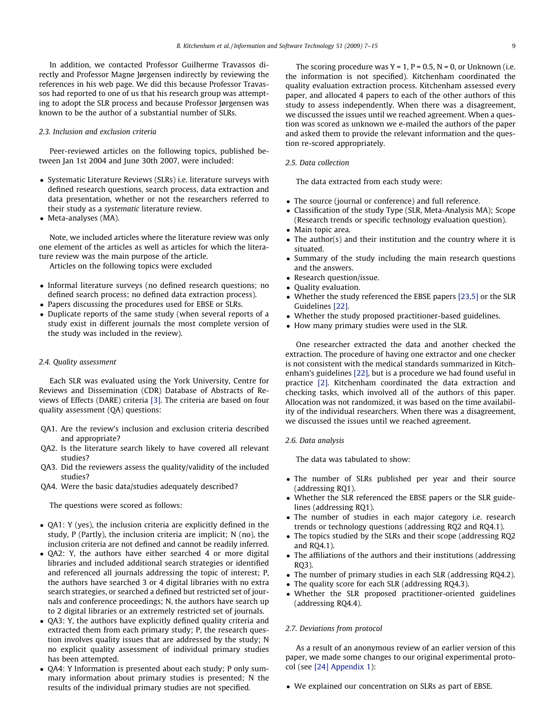In addition, we contacted Professor Guilherme Travassos directly and Professor Magne Jørgensen indirectly by reviewing the references in his web page. We did this because Professor Travassos had reported to one of us that his research group was attempting to adopt the SLR process and because Professor Jørgensen was known to be the author of a substantial number of SLRs.

### 2.3. Inclusion and exclusion criteria

Peer-reviewed articles on the following topics, published between Jan 1st 2004 and June 30th 2007, were included:

- Systematic Literature Reviews (SLRs) i.e. literature surveys with defined research questions, search process, data extraction and data presentation, whether or not the researchers referred to their study as a *systematic* literature review.
- Meta-analyses (MA).

Note, we included articles where the literature review was only one element of the articles as well as articles for which the literature review was the main purpose of the article.

Articles on the following topics were excluded

- Informal literature surveys (no defined research questions; no defined search process; no defined data extraction process).
- Papers discussing the procedures used for EBSE or SLRs.
- Duplicate reports of the same study (when several reports of a study exist in different journals the most complete version of the study was included in the review).

### 2.4. Quality assessment

Each SLR was evaluated using the York University, Centre for Reviews and Dissemination (CDR) Database of Abstracts of Reviews of Effects (DARE) criteria [3]. The criteria are based on four quality assessment (QA) questions:

QA1. Are the review's inclusion and exclusion criteria described and appropriate?
QA2. Is the literature search likely to have covered all relevant studies?
QA3. Did the reviewers assess the quality/validity of the included studies?
QA4. Were the basic data/studies adequately described?

The questions were scored as follows:

- QA1: Y (yes), the inclusion criteria are explicitly defined in the study, P (Partly), the inclusion criteria are implicit; N (no), the inclusion criteria are not defined and cannot be readily inferred.
- QA2: Y, the authors have either searched 4 or more digital libraries and included additional search strategies or identified and referenced all journals addressing the topic of interest; P, the authors have searched 3 or 4 digital libraries with no extra search strategies, or searched a defined but restricted set of journals and conference proceedings; N, the authors have search up to 2 digital libraries or an extremely restricted set of journals.
- QA3: Y, the authors have explicitly defined quality criteria and extracted them from each primary study; P, the research question involves quality issues that are addressed by the study; N no explicit quality assessment of individual primary studies has been attempted.
- QA4: Y Information is presented about each study; P only summary information about primary studies is presented; N the results of the individual primary studies are not specified.

The scoring procedure was Y = 1, P = 0.5, N = 0, or Unknown (i.e. the information is not specified). Kitchenham coordinated the quality evaluation extraction process. Kitchenham assessed every paper, and allocated 4 papers to each of the other authors of this study to assess independently. When there was a disagreement, we discussed the issues until we reached agreement. When a question was scored as unknown we e-mailed the authors of the paper and asked them to provide the relevant information and the question re-scored appropriately.

### 2.5. Data collection

The data extracted from each study were:

- The source (journal or conference) and full reference.
- Classification of the study Type (SLR, Meta-Analysis MA); Scope (Research trends or specific technology evaluation question).
- Main topic area.
- The author(s) and their institution and the country where it is situated.
- Summary of the study including the main research questions and the answers.
- Research question/issue.
- Quality evaluation.
- Whether the study referenced the EBSE papers [23,5] or the SLR Guidelines [22].
- Whether the study proposed practitioner-based guidelines.
- How many primary studies were used in the SLR.

One researcher extracted the data and another checked the extraction. The procedure of having one extractor and one checker is not consistent with the medical standards summarized in Kitchenham's guidelines [22], but is a procedure we had found useful in practice [2]. Kitchenham coordinated the data extraction and checking tasks, which involved all of the authors of this paper. Allocation was not randomized, it was based on the time availability of the individual researchers. When there was a disagreement, we discussed the issues until we reached agreement.

### 2.6. Data analysis

The data was tabulated to show:

- The number of SLRs published per year and their source (addressing RQ1).
- Whether the SLR referenced the EBSE papers or the SLR guidelines (addressing RQ1).
- The number of studies in each major category i.e. research trends or technology questions (addressing RQ2 and RQ4.1).
- The topics studied by the SLRs and their scope (addressing RQ2 and RQ4.1).
- The affiliations of the authors and their institutions (addressing RQ3).
- The number of primary studies in each SLR (addressing RQ4.2).
- The quality score for each SLR (addressing RQ4.3).
- Whether the SLR proposed practitioner-oriented guidelines (addressing RQ4.4).

### 2.7. Deviations from protocol

As a result of an anonymous review of an earlier version of this paper, we made some changes to our original experimental protocol (see [24] Appendix 1):

- We explained our concentration on SLRs as part of EBSE.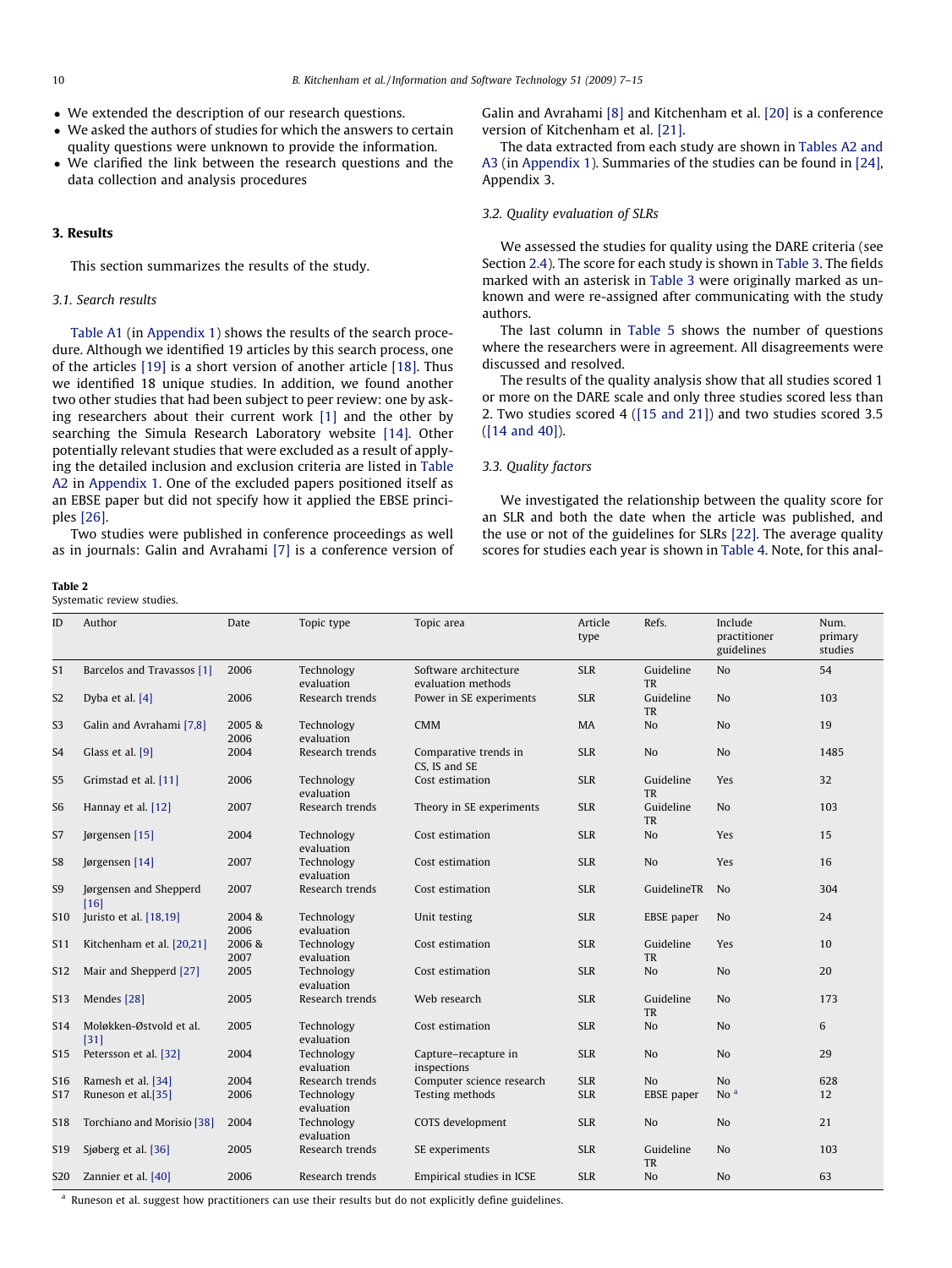- We extended the description of our research questions.
- We asked the authors of studies for which the answers to certain quality questions were unknown to provide the information.
- We clarified the link between the research questions and the data collection and analysis procedures

## 3. Results

This section summarizes the results of the study.

### 3.1. Search results

Table A1 (in Appendix 1) shows the results of the search procedure. Although we identified 19 articles by this search process, one of the articles [19] is a short version of another article [18]. Thus we identified 18 unique studies. In addition, we found another two other studies that had been subject to peer review: one by asking researchers about their current work [1] and the other by searching the Simula Research Laboratory website [14]. Other potentially relevant studies that were excluded as a result of applying the detailed inclusion and exclusion criteria are listed in Table A2 in Appendix 1. One of the excluded papers positioned itself as an EBSE paper but did not specify how it applied the EBSE principles [26].

Two studies were published in conference proceedings as well as in journals: Galin and Avrahami [7] is a conference version of Galin and Avrahami [8] and Kitchenham et al. [20] is a conference version of Kitchenham et al. [21].

The data extracted from each study are shown in Tables A2 and A3 (in Appendix 1). Summaries of the studies can be found in [24], Appendix 3.

### 3.2. Quality evaluation of SLRs

We assessed the studies for quality using the DARE criteria (see Section 2.4). The score for each study is shown in Table 3. The fields marked with an asterisk in Table 3 were originally marked as unknown and were re-assigned after communicating with the study authors.

The last column in Table 5 shows the number of questions where the researchers were in agreement. All disagreements were discussed and resolved.

The results of the quality analysis show that all studies scored 1 or more on the DARE scale and only three studies scored less than 2. Two studies scored 4 ([15 and 21]) and two studies scored 3.5 ([14 and 40]).

### 3.3. Quality factors

We investigated the relationship between the quality score for an SLR and both the date when the article was published, and the use or not of the guidelines for SLRs [22]. The average quality scores for studies each year is shown in Table 4. Note, for this anal-

**Table 2**
Systematic review studies.

| ID | Author | Date | Topic type | Topic area | Article type | Refs. | Include practitioner guidelines | Num. primary studies |
|---|---|---|---|---|---|---|---|---|
| S1 | Barcelos and Travassos [1] | 2006 | Technology evaluation | Software architecture evaluation methods | SLR | Guideline TR | No | 54 |
| S2 | Dyba et al. [4] | 2006 | Research trends | Power in SE experiments | SLR | Guideline TR | No | 103 |
| S3 | Galin and Avrahami [7,8] | 2005 & 2006 | Technology evaluation | CMM | MA | No | No | 19 |
| S4 | Glass et al. [9] | 2004 | Research trends | Comparative trends in CS, IS and SE | SLR | No | No | 1485 |
| S5 | Grimstad et al. [11] | 2006 | Technology evaluation | Cost estimation | SLR | Guideline TR | Yes | 32 |
| S6 | Hannay et al. [12] | 2007 | Research trends | Theory in SE experiments | SLR | Guideline TR | No | 103 |
| S7 | Jørgensen [15] | 2004 | Technology evaluation | Cost estimation | SLR | No | Yes | 15 |
| S8 | Jørgensen [14] | 2007 | Technology evaluation | Cost estimation | SLR | No | Yes | 16 |
| S9 | Jørgensen and Shepperd [16] | 2007 | Research trends | Cost estimation | SLR | GuidelineTR | No | 304 |
| S10 | Juristo et al. [18,19] | 2004 & 2006 | Technology evaluation | Unit testing | SLR | EBSE paper | No | 24 |
| S11 | Kitchenham et al. [20,21] | 2006 & 2007 | Technology evaluation | Cost estimation | SLR | Guideline TR | Yes | 10 |
| S12 | Mair and Shepperd [27] | 2005 | Technology evaluation | Cost estimation | SLR | No | No | 20 |
| S13 | Mendes [28] | 2005 | Research trends | Web research | SLR | Guideline TR | No | 173 |
| S14 | Moløkken-Østvold et al. [31] | 2005 | Technology evaluation | Cost estimation | SLR | No | No | 6 |
| S15 | Petersson et al. [32] | 2004 | Technology evaluation | Capture–recapture in inspections | SLR | No | No | 29 |
| S16 | Ramesh et al. [34] | 2004 | Research trends | Computer science research | SLR | No | No | 628 |
| S17 | Runeson et al.[35] | 2006 | Technology evaluation | Testing methods | SLR | EBSE paper | No [a] | 12 |
| S18 | Torchiano and Morisio [38] | 2004 | Technology evaluation | COTS development | SLR | No | No | 21 |
| S19 | Sjøberg et al. [36] | 2005 | Research trends | SE experiments | SLR | Guideline TR | No | 103 |
| S20 | Zannier et al. [40] | 2006 | Research trends | Empirical studies in ICSE | SLR | No | No | 63 |

[a] Runeson et al. suggest how practitioners can use their results but do not explicitly define guidelines.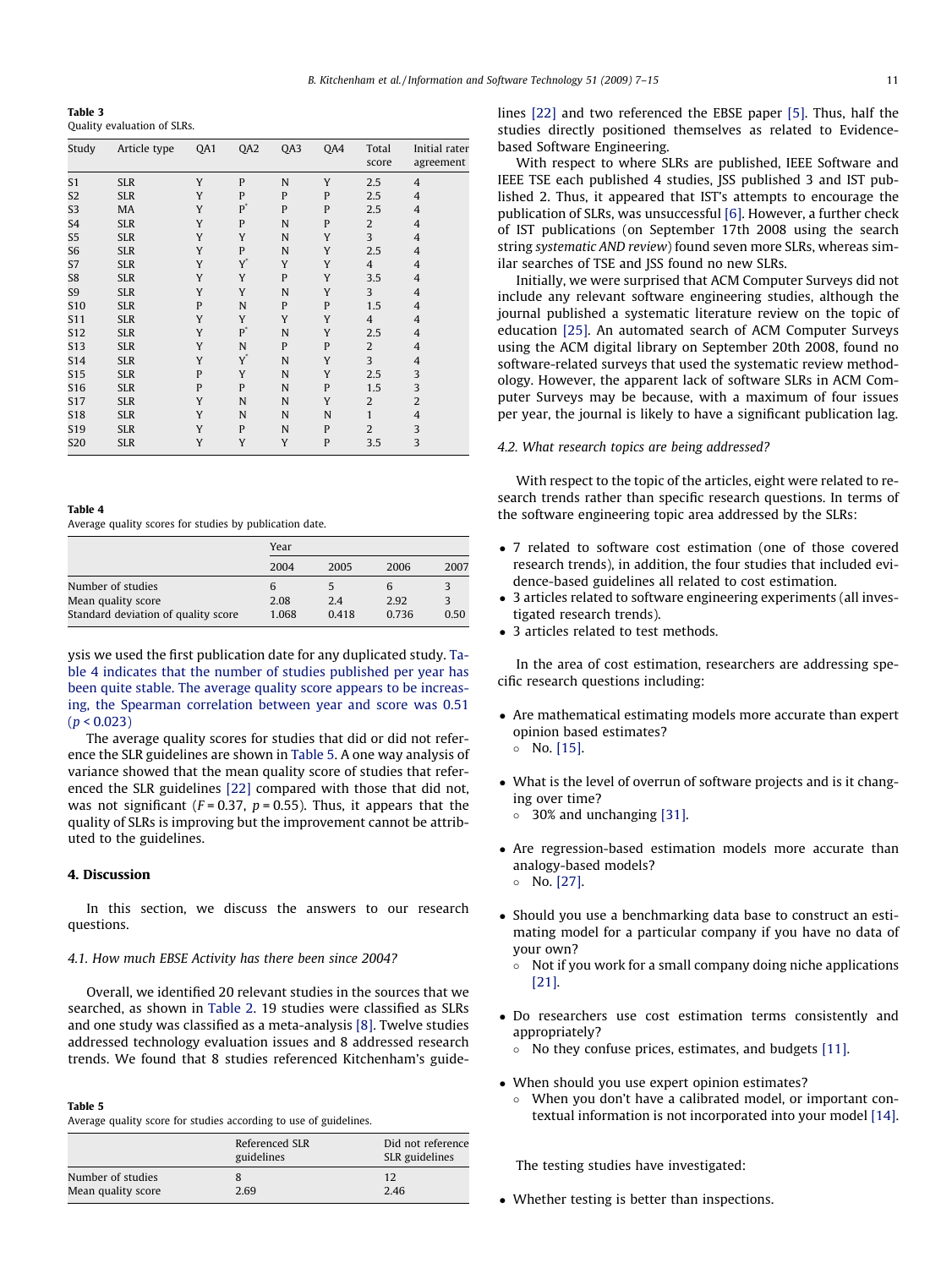**Table 3**
Quality evaluation of SLRs.

| Study | Article type | QA1 | QA2 | QA3 | QA4 | Total score | Initial rater agreement |
|---|---|---|---|---|---|---|---|
| S1 | SLR | Y | P | N | Y | 2.5 | 4 |
| S2 | SLR | Y | P | P | P | 2.5 | 4 |
| S3 | MA | Y | P* | P | P | 2.5 | 4 |
| S4 | SLR | Y | P | N | P | 2 | 4 |
| S5 | SLR | Y | Y | N | Y | 3 | 4 |
| S6 | SLR | Y | P | N | Y | 2.5 | 4 |
| S7 | SLR | Y | Y* | Y | Y | 4 | 4 |
| S8 | SLR | Y | Y | P | Y | 3.5 | 4 |
| S9 | SLR | Y | Y | N | Y | 3 | 4 |
| S10 | SLR | P | N | P | P | 1.5 | 4 |
| S11 | SLR | Y | Y | Y | Y | 4 | 4 |
| S12 | SLR | Y | P* | N | Y | 2.5 | 4 |
| S13 | SLR | Y | N | P | P | 2 | 4 |
| S14 | SLR | Y | Y* | N | Y | 3 | 4 |
| S15 | SLR | P | Y | N | Y | 2.5 | 3 |
| S16 | SLR | P | P | N | P | 1.5 | 3 |
| S17 | SLR | Y | N | N | Y | 2 | 2 |
| S18 | SLR | Y | N | N | N | 1 | 4 |
| S19 | SLR | Y | P | N | P | 2 | 3 |
| S20 | SLR | Y | Y | Y | P | 3.5 | 3 |

**Table 4**
Average quality scores for studies by publication date.

| | Year | | | |
|---|---|---|---|---|
| | 2004 | 2005 | 2006 | 2007 |
| Number of studies | 6 | 5 | 6 | 3 |
| Mean quality score | 2.08 | 2.4 | 2.92 | 3 |
| Standard deviation of quality score | 1.068 | 0.418 | 0.736 | 0.50 |

ysis we used the first publication date for any duplicated study. Table 4 indicates that the number of studies published per year has been quite stable. The average quality score appears to be increasing, the Spearman correlation between year and score was 0.51 ($p < 0.023$)

The average quality scores for studies that did or did not reference the SLR guidelines are shown in Table 5. A one way analysis of variance showed that the mean quality score of studies that referenced the SLR guidelines [22] compared with those that did not, was not significant ($F = 0.37$, $p = 0.55$). Thus, it appears that the quality of SLRs is improving but the improvement cannot be attributed to the guidelines.

## 4. Discussion

In this section, we discuss the answers to our research questions.

### 4.1. How much EBSE Activity has there been since 2004?

Overall, we identified 20 relevant studies in the sources that we searched, as shown in Table 2. 19 studies were classified as SLRs and one study was classified as a meta-analysis [8]. Twelve studies addressed technology evaluation issues and 8 addressed research trends. We found that 8 studies referenced Kitchenham's guidelines [22] and two referenced the EBSE paper [5]. Thus, half the studies directly positioned themselves as related to Evidence-based Software Engineering.

**Table 5**
Average quality score for studies according to use of guidelines.

| | Referenced SLR guidelines | Did not reference SLR guidelines |
|---|---|---|
| Number of studies | 8 | 12 |
| Mean quality score | 2.69 | 2.46 |

With respect to where SLRs are published, IEEE Software and IEEE TSE each published 4 studies, JSS published 3 and IST published 2. Thus, it appeared that IST's attempts to encourage the publication of SLRs, was unsuccessful [6]. However, a further check of IST publications (on September 17th 2008 using the search string *systematic AND review*) found seven more SLRs, whereas similar searches of TSE and JSS found no new SLRs.

Initially, we were surprised that ACM Computer Surveys did not include any relevant software engineering studies, although the journal published a systematic literature review on the topic of education [25]. An automated search of ACM Computer Surveys using the ACM digital library on September 20th 2008, found no software-related surveys that used the systematic review methodology. However, the apparent lack of software SLRs in ACM Computer Surveys may be because, with a maximum of four issues per year, the journal is likely to have a significant publication lag.

### 4.2. What research topics are being addressed?

With respect to the topic of the articles, eight were related to research trends rather than specific research questions. In terms of the software engineering topic area addressed by the SLRs:

- 7 related to software cost estimation (one of those covered research trends), in addition, the four studies that included evidence-based guidelines all related to cost estimation.
- 3 articles related to software engineering experiments (all investigated research trends).
- 3 articles related to test methods.

In the area of cost estimation, researchers are addressing specific research questions including:

- Are mathematical estimating models more accurate than expert opinion based estimates?
  - No. [15].
- What is the level of overrun of software projects and is it changing over time?
  - 30% and unchanging [31].
- Are regression-based estimation models more accurate than analogy-based models?
  - No. [27].
- Should you use a benchmarking data base to construct an estimating model for a particular company if you have no data of your own?
  - Not if you work for a small company doing niche applications [21].
- Do researchers use cost estimation terms consistently and appropriately?
  - No they confuse prices, estimates, and budgets [11].
- When should you use expert opinion estimates?
  - When you don't have a calibrated model, or important contextual information is not incorporated into your model [14].

The testing studies have investigated:

- Whether testing is better than inspections.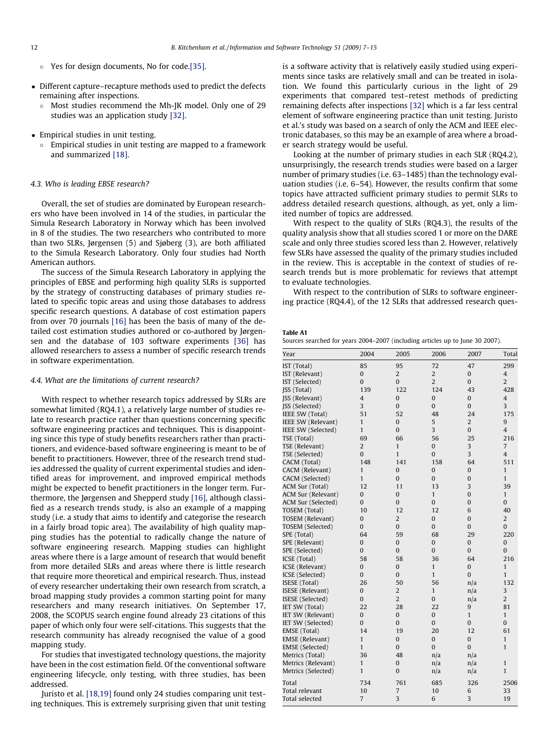◦ Yes for design documents, No for code.[35].

- Different capture–recapture methods used to predict the defects remaining after inspections.
  ◦ Most studies recommend the Mh-JK model. Only one of 29 studies was an application study [32].

- Empirical studies in unit testing.
  ◦ Empirical studies in unit testing are mapped to a framework and summarized [18].

### 4.3. Who is leading EBSE research?

Overall, the set of studies are dominated by European researchers who have been involved in 14 of the studies, in particular the Simula Research Laboratory in Norway which has been involved in 8 of the studies. The two researchers who contributed to more than two SLRs, Jørgensen (5) and Sjøberg (3), are both affiliated to the Simula Research Laboratory. Only four studies had North American authors.

The success of the Simula Research Laboratory in applying the principles of EBSE and performing high quality SLRs is supported by the strategy of constructing databases of primary studies related to specific topic areas and using those databases to address specific research questions. A database of cost estimation papers from over 70 journals [16] has been the basis of many of the detailed cost estimation studies authored or co-authored by Jørgensen and the database of 103 software experiments [36] has allowed researchers to assess a number of specific research trends in software experimentation.

### 4.4. What are the limitations of current research?

With respect to whether research topics addressed by SLRs are somewhat limited (RQ4.1), a relatively large number of studies relate to research practice rather than questions concerning specific software engineering practices and techniques. This is disappointing since this type of study benefits researchers rather than practitioners, and evidence-based software engineering is meant to be of benefit to practitioners. However, three of the research trend studies addressed the quality of current experimental studies and identified areas for improvement, and improved empirical methods might be expected to benefit practitioners in the longer term. Furthermore, the Jørgensen and Shepperd study [16], although classified as a research trends study, is also an example of a mapping study (i.e. a study that aims to identify and categorise the research in a fairly broad topic area). The availability of high quality mapping studies has the potential to radically change the nature of software engineering research. Mapping studies can highlight areas where there is a large amount of research that would benefit from more detailed SLRs and areas where there is little research that require more theoretical and empirical research. Thus, instead of every researcher undertaking their own research from scratch, a broad mapping study provides a common starting point for many researchers and many research initiatives. On September 17, 2008, the SCOPUS search engine found already 23 citations of this paper of which only four were self-citations. This suggests that the research community has already recognised the value of a good mapping study.

For studies that investigated technology questions, the majority have been in the cost estimation field. Of the conventional software engineering lifecycle, only testing, with three studies, has been addressed.

Juristo et al. [18,19] found only 24 studies comparing unit testing techniques. This is extremely surprising given that unit testing is a software activity that is relatively easily studied using experiments since tasks are relatively small and can be treated in isolation. We found this particularly curious in the light of 29 experiments that compared test–retest methods of predicting remaining defects after inspections [32] which is a far less central element of software engineering practice than unit testing. Juristo et al.'s study was based on a search of only the ACM and IEEE electronic databases, so this may be an example of area where a broader search strategy would be useful.

Looking at the number of primary studies in each SLR (RQ4.2), unsurprisingly, the research trends studies were based on a larger number of primary studies (i.e. 63–1485) than the technology evaluation studies (i.e. 6–54). However, the results confirm that some topics have attracted sufficient primary studies to permit SLRs to address detailed research questions, although, as yet, only a limited number of topics are addressed.

With respect to the quality of SLRs (RQ4.3), the results of the quality analysis show that all studies scored 1 or more on the DARE scale and only three studies scored less than 2. However, relatively few SLRs have assessed the quality of the primary studies included in the review. This is acceptable in the context of studies of research trends but is more problematic for reviews that attempt to evaluate technologies.

With respect to the contribution of SLRs to software engineering practice (RQ4.4), of the 12 SLRs that addressed research ques-

**Table A1**
Sources searched for years 2004–2007 (including articles up to June 30 2007).

| Year | 2004 | 2005 | 2006 | 2007 | Total |
|---|---|---|---|---|---|
| IST (Total) | 85 | 95 | 72 | 47 | 299 |
| IST (Relevant) | 0 | 2 | 2 | 0 | 4 |
| IST (Selected) | 0 | 0 | 2 | 0 | 2 |
| JSS (Total) | 139 | 122 | 124 | 43 | 428 |
| JSS (Relevant) | 4 | 0 | 0 | 0 | 4 |
| JSS (Selected) | 3 | 0 | 0 | 0 | 3 |
| IEEE SW (Total) | 51 | 52 | 48 | 24 | 175 |
| IEEE SW (Relevant) | 1 | 0 | 5 | 2 | 9 |
| IEEE SW (Selected) | 1 | 0 | 3 | 0 | 4 |
| TSE (Total) | 69 | 66 | 56 | 25 | 216 |
| TSE (Relevant) | 2 | 1 | 0 | 3 | 7 |
| TSE (Selected) | 0 | 1 | 0 | 3 | 4 |
| CACM (Total) | 148 | 141 | 158 | 64 | 511 |
| CACM (Relevant) | 1 | 0 | 0 | 0 | 1 |
| CACM (Selected) | 1 | 0 | 0 | 0 | 1 |
| ACM Sur (Total) | 12 | 11 | 13 | 3 | 39 |
| ACM Sur (Relevant) | 0 | 0 | 1 | 0 | 1 |
| ACM Sur (Selected) | 0 | 0 | 0 | 0 | 0 |
| TOSEM (Total) | 10 | 12 | 12 | 6 | 40 |
| TOSEM (Relevant) | 0 | 2 | 0 | 0 | 2 |
| TOSEM (Selected) | 0 | 0 | 0 | 0 | 0 |
| SPE (Total) | 64 | 59 | 68 | 29 | 220 |
| SPE (Relevant) | 0 | 0 | 0 | 0 | 0 |
| SPE (Selected) | 0 | 0 | 0 | 0 | 0 |
| ICSE (Total) | 58 | 58 | 36 | 64 | 216 |
| ICSE (Relevant) | 0 | 0 | 1 | 0 | 1 |
| ICSE (Selected) | 0 | 0 | 1 | 0 | 1 |
| ISESE (Total) | 26 | 50 | 56 | n/a | 132 |
| ISESE (Relevant) | 0 | 2 | 1 | n/a | 3 |
| ISESE (Selected) | 0 | 2 | 0 | n/a | 2 |
| IET SW (Total) | 22 | 28 | 22 | 9 | 81 |
| IET SW (Relevant) | 0 | 0 | 0 | 1 | 1 |
| IET SW (Selected) | 0 | 0 | 0 | 0 | 0 |
| EMSE (Total) | 14 | 19 | 20 | 12 | 61 |
| EMSE (Relevant) | 1 | 0 | 0 | 0 | 1 |
| EMSE (Selected) | 1 | 0 | 0 | 0 | 1 |
| Metrics (Total) | 36 | 48 | n/a | n/a | |
| Metrics (Relevant) | 1 | 0 | n/a | n/a | 1 |
| Metrics (Selected) | 1 | 0 | n/a | n/a | 1 |
| Total | 734 | 761 | 685 | 326 | 2506 |
| Total relevant | 10 | 7 | 10 | 6 | 33 |
| Total selected | 7 | 3 | 6 | 3 | 19 |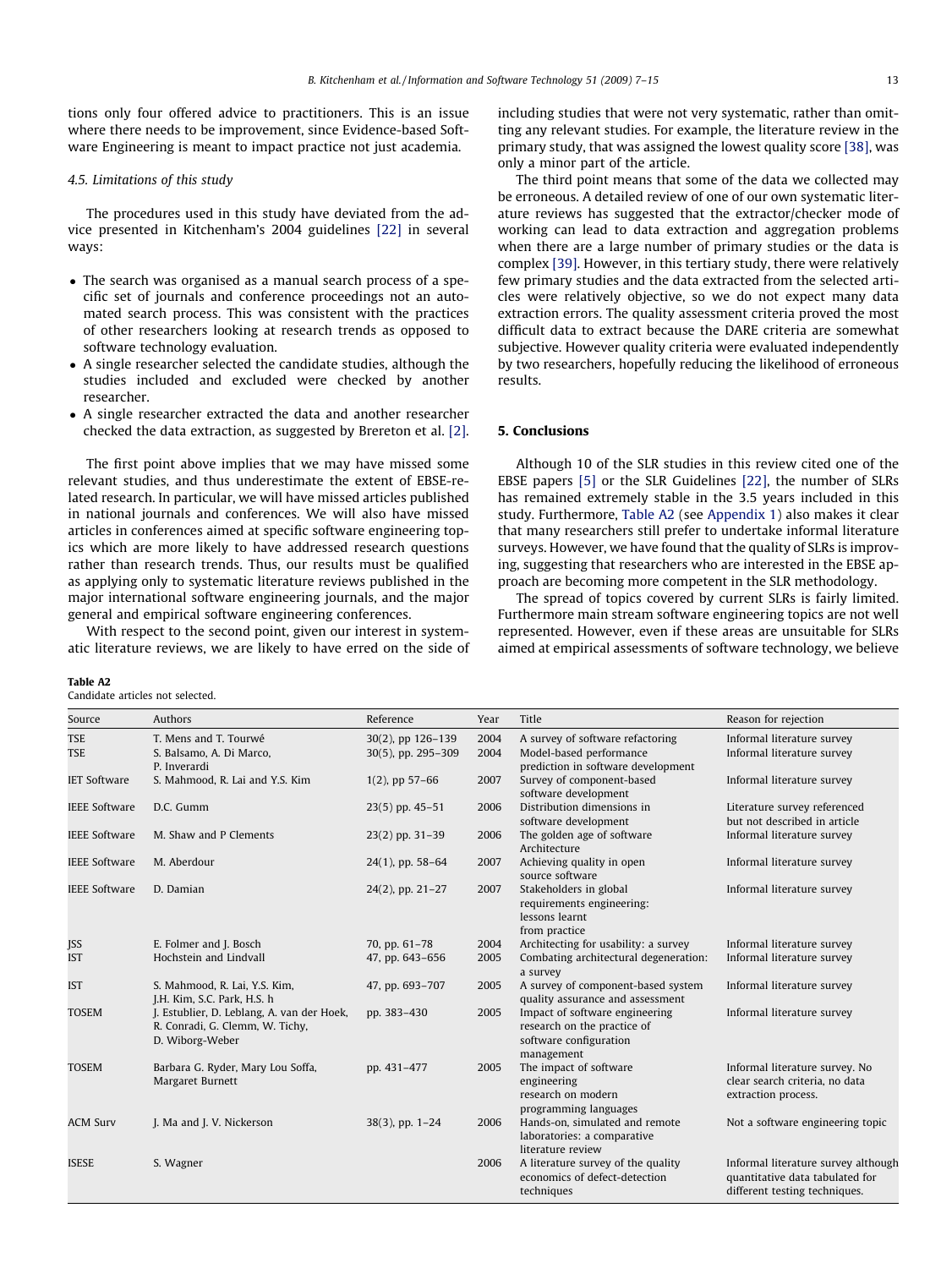tions only four offered advice to practitioners. This is an issue where there needs to be improvement, since Evidence-based Software Engineering is meant to impact practice not just academia.

### 4.5. Limitations of this study

The procedures used in this study have deviated from the advice presented in Kitchenham's 2004 guidelines [22] in several ways:

- The search was organised as a manual search process of a specific set of journals and conference proceedings not an automated search process. This was consistent with the practices of other researchers looking at research trends as opposed to software technology evaluation.
- A single researcher selected the candidate studies, although the studies included and excluded were checked by another researcher.
- A single researcher extracted the data and another researcher checked the data extraction, as suggested by Brereton et al. [2].

The first point above implies that we may have missed some relevant studies, and thus underestimate the extent of EBSE-related research. In particular, we will have missed articles published in national journals and conferences. We will also have missed articles in conferences aimed at specific software engineering topics which are more likely to have addressed research questions rather than research trends. Thus, our results must be qualified as applying only to systematic literature reviews published in the major international software engineering journals, and the major general and empirical software engineering conferences.

With respect to the second point, given our interest in systematic literature reviews, we are likely to have erred on the side of including studies that were not very systematic, rather than omitting any relevant studies. For example, the literature review in the primary study, that was assigned the lowest quality score [38], was only a minor part of the article.

The third point means that some of the data we collected may be erroneous. A detailed review of one of our own systematic literature reviews has suggested that the extractor/checker mode of working can lead to data extraction and aggregation problems when there are a large number of primary studies or the data is complex [39]. However, in this tertiary study, there were relatively few primary studies and the data extracted from the selected articles were relatively objective, so we do not expect many data extraction errors. The quality assessment criteria proved the most difficult data to extract because the DARE criteria are somewhat subjective. However quality criteria were evaluated independently by two researchers, hopefully reducing the likelihood of erroneous results.

## 5. Conclusions

Although 10 of the SLR studies in this review cited one of the EBSE papers [5] or the SLR Guidelines [22], the number of SLRs has remained extremely stable in the 3.5 years included in this study. Furthermore, Table A2 (see Appendix 1) also makes it clear that many researchers still prefer to undertake informal literature surveys. However, we have found that the quality of SLRs is improving, suggesting that researchers who are interested in the EBSE approach are becoming more competent in the SLR methodology.

The spread of topics covered by current SLRs is fairly limited. Furthermore main stream software engineering topics are not well represented. However, even if these areas are unsuitable for SLRs aimed at empirical assessments of software technology, we believe

**Table A2**
Candidate articles not selected.

| Source | Authors | Reference | Year | Title | Reason for rejection |
|---|---|---|---|---|---|
| TSE | T. Mens and T. Tourwé | 30(2), pp 126–139 | 2004 | A survey of software refactoring | Informal literature survey |
| TSE | S. Balsamo, A. Di Marco, P. Inverardi | 30(5), pp. 295–309 | 2004 | Model-based performance prediction in software development | Informal literature survey |
| IET Software | S. Mahmood, R. Lai and Y.S. Kim | 1(2), pp 57–66 | 2007 | Survey of component-based software development | Informal literature survey |
| IEEE Software | D.C. Gumm | 23(5) pp. 45–51 | 2006 | Distribution dimensions in software development | Literature survey referenced but not described in article |
| IEEE Software | M. Shaw and P Clements | 23(2) pp. 31–39 | 2006 | The golden age of software Architecture | Informal literature survey |
| IEEE Software | M. Aberdour | 24(1), pp. 58–64 | 2007 | Achieving quality in open source software | Informal literature survey |
| IEEE Software | D. Damian | 24(2), pp. 21–27 | 2007 | Stakeholders in global requirements engineering: lessons learnt from practice | Informal literature survey |
| JSS | E. Folmer and J. Bosch | 70, pp. 61–78 | 2004 | Architecting for usability: a survey | Informal literature survey |
| IST | Hochstein and Lindvall | 47, pp. 643–656 | 2005 | Combating architectural degeneration: a survey | Informal literature survey |
| IST | S. Mahmood, R. Lai, Y.S. Kim, J.H. Kim, S.C. Park, H.S. h | 47, pp. 693–707 | 2005 | A survey of component-based system quality assurance and assessment | Informal literature survey |
| TOSEM | J. Estublier, D. Leblang, A. van der Hoek, R. Conradi, G. Clemm, W. Tichy, D. Wiborg-Weber | pp. 383–430 | 2005 | Impact of software engineering research on the practice of software configuration management | Informal literature survey |
| TOSEM | Barbara G. Ryder, Mary Lou Soffa, Margaret Burnett | pp. 431–477 | 2005 | The impact of software engineering research on modern programming languages | Informal literature survey. No clear search criteria, no data extraction process. |
| ACM Surv | J. Ma and J. V. Nickerson | 38(3), pp. 1–24 | 2006 | Hands-on, simulated and remote laboratories: a comparative literature review | Not a software engineering topic |
| ISESE | S. Wagner | | 2006 | A literature survey of the quality economics of defect-detection techniques | Informal literature survey although quantitative data tabulated for different testing techniques. |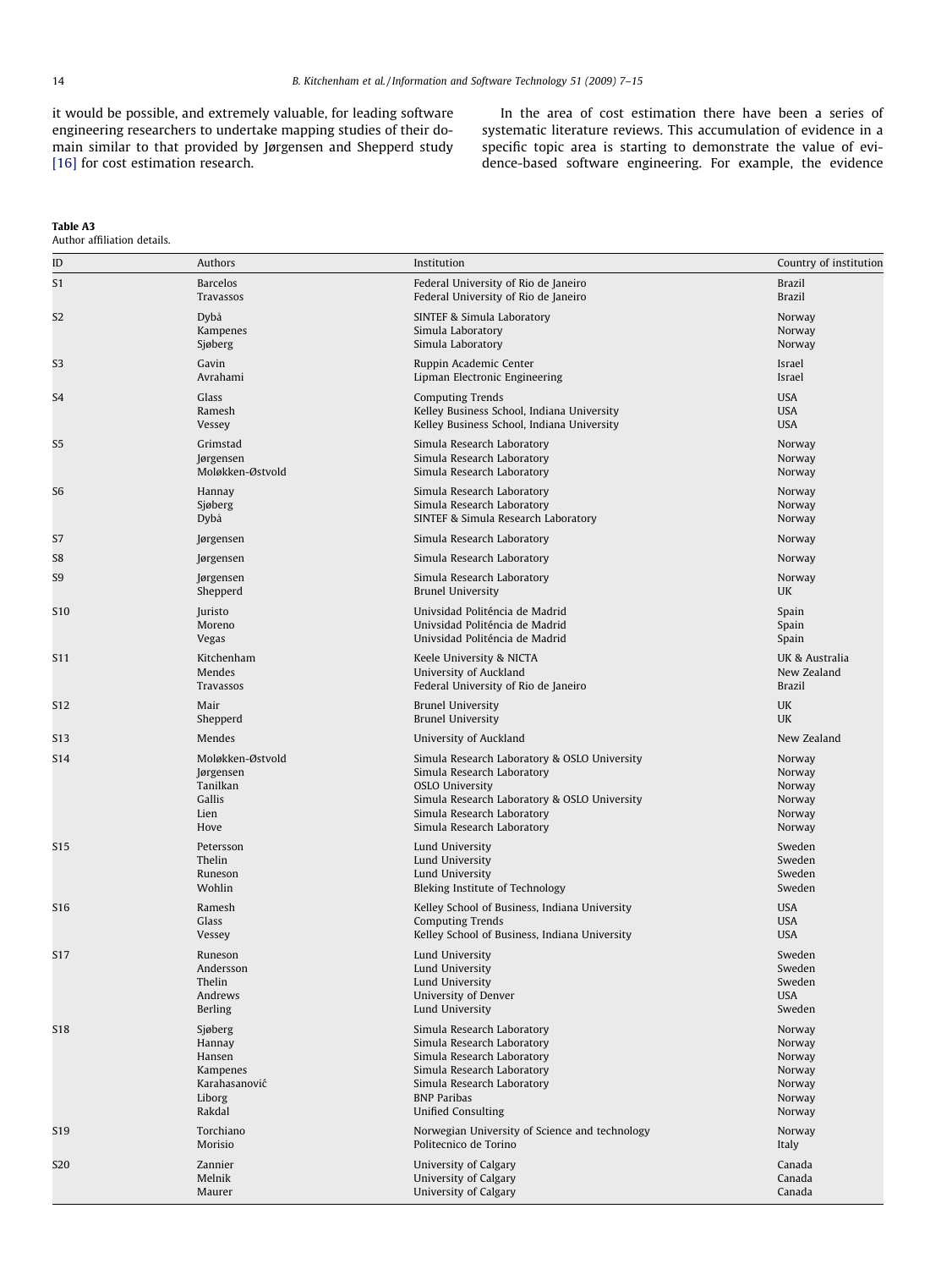it would be possible, and extremely valuable, for leading software engineering researchers to undertake mapping studies of their domain similar to that provided by Jørgensen and Shepperd study [16] for cost estimation research.

In the area of cost estimation there have been a series of systematic literature reviews. This accumulation of evidence in a specific topic area is starting to demonstrate the value of evidence-based software engineering. For example, the evidence

**Table A3**
Author affiliation details.

| ID | Authors | Institution | Country of institution |
|---|---|---|---|
| S1 | Barcelos | Federal University of Rio de Janeiro | Brazil |
| | Travassos | Federal University of Rio de Janeiro | Brazil |
| S2 | Dybå | SINTEF & Simula Laboratory | Norway |
| | Kampenes | Simula Laboratory | Norway |
| | Sjøberg | Simula Laboratory | Norway |
| S3 | Gavin | Ruppin Academic Center | Israel |
| | Avrahami | Lipman Electronic Engineering | Israel |
| S4 | Glass | Computing Trends | USA |
| | Ramesh | Kelley Business School, Indiana University | USA |
| | Vessey | Kelley Business School, Indiana University | USA |
| S5 | Grimstad | Simula Research Laboratory | Norway |
| | Jørgensen | Simula Research Laboratory | Norway |
| | Moløkken-Østvold | Simula Research Laboratory | Norway |
| S6 | Hannay | Simula Research Laboratory | Norway |
| | Sjøberg | Simula Research Laboratory | Norway |
| | Dybå | SINTEF & Simula Research Laboratory | Norway |
| S7 | Jørgensen | Simula Research Laboratory | Norway |
| S8 | Jørgensen | Simula Research Laboratory | Norway |
| S9 | Jørgensen | Simula Research Laboratory | Norway |
| | Shepperd | Brunel University | UK |
| S10 | Juristo | Univsidad Politéncia de Madrid | Spain |
| | Moreno | Univsidad Politéncia de Madrid | Spain |
| | Vegas | Univsidad Politéncia de Madrid | Spain |
| S11 | Kitchenham | Keele University & NICTA | UK & Australia |
| | Mendes | University of Auckland | New Zealand |
| | Travassos | Federal University of Rio de Janeiro | Brazil |
| S12 | Mair | Brunel University | UK |
| | Shepperd | Brunel University | UK |
| S13 | Mendes | University of Auckland | New Zealand |
| S14 | Moløkken-Østvold | Simula Research Laboratory & OSLO University | Norway |
| | Jørgensen | Simula Research Laboratory | Norway |
| | Tanilkan | OSLO University | Norway |
| | Gallis | Simula Research Laboratory & OSLO University | Norway |
| | Lien | Simula Research Laboratory | Norway |
| | Hove | Simula Research Laboratory | Norway |
| S15 | Petersson | Lund University | Sweden |
| | Thelin | Lund University | Sweden |
| | Runeson | Lund University | Sweden |
| | Wohlin | Bleking Institute of Technology | Sweden |
| S16 | Ramesh | Kelley School of Business, Indiana University | USA |
| | Glass | Computing Trends | USA |
| | Vessey | Kelley School of Business, Indiana University | USA |
| S17 | Runeson | Lund University | Sweden |
| | Andersson | Lund University | Sweden |
| | Thelin | Lund University | Sweden |
| | Andrews | University of Denver | USA |
| | Berling | Lund University | Sweden |
| S18 | Sjøberg | Simula Research Laboratory | Norway |
| | Hannay | Simula Research Laboratory | Norway |
| | Hansen | Simula Research Laboratory | Norway |
| | Kampenes | Simula Research Laboratory | Norway |
| | Karahasanović | Simula Research Laboratory | Norway |
| | Liborg | BNP Paribas | Norway |
| | Rakdal | Unified Consulting | Norway |
| S19 | Torchiano | Norwegian University of Science and technology | Norway |
| | Morisio | Politecnico de Torino | Italy |
| S20 | Zannier | University of Calgary | Canada |
| | Melnik | University of Calgary | Canada |
| | Maurer | University of Calgary | Canada |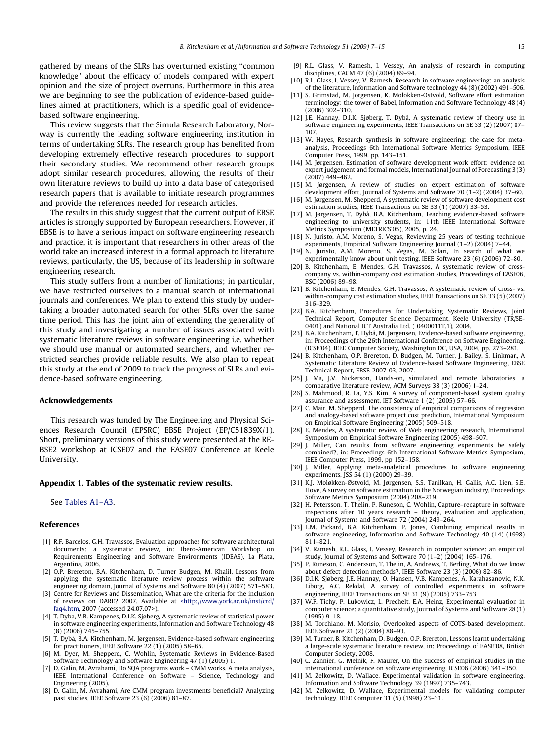gathered by means of the SLRs has overturned existing "common knowledge" about the efficacy of models compared with expert opinion and the size of project overruns. Furthermore in this area we are beginning to see the publication of evidence-based guidelines aimed at practitioners, which is a specific goal of evidence-based software engineering.

This review suggests that the Simula Research Laboratory, Norway is currently the leading software engineering institution in terms of undertaking SLRs. The research group has benefited from developing extremely effective research procedures to support their secondary studies. We recommend other research groups adopt similar research procedures, allowing the results of their own literature reviews to build up into a data base of categorised research papers that is available to initiate research programmes and provide the references needed for research articles.

The results in this study suggest that the current output of EBSE articles is strongly supported by European researchers. However, if EBSE is to have a serious impact on software engineering research and practice, it is important that researchers in other areas of the world take an increased interest in a formal approach to literature reviews, particularly, the US, because of its leadership in software engineering research.

This study suffers from a number of limitations; in particular, we have restricted ourselves to a manual search of international journals and conferences. We plan to extend this study by undertaking a broader automated search for other SLRs over the same time period. This has the joint aim of extending the generality of this study and investigating a number of issues associated with systematic literature reviews in software engineering i.e. whether we should use manual or automated searchers, and whether restricted searches provide reliable results. We also plan to repeat this study at the end of 2009 to track the progress of SLRs and evidence-based software engineering.

## Acknowledgements

This research was funded by The Engineering and Physical Sciences Research Council (EPSRC) EBSE Project (EP/C51839X/1). Short, preliminary versions of this study were presented at the REBSE2 workshop at ICSE07 and the EASE07 Conference at Keele University.

## Appendix 1. Tables of the systematic review results.

See Tables A1–A3.

## References

[1] R.F. Barcelos, G.H. Travassos, Evaluation approaches for software architectural documents: a systematic review, in: Ibero-American Workshop on Requirements Engineering and Software Environments (IDEAS), La Plata, Argentina, 2006.

[2] O.P. Brereton, B.A. Kitchenham, D. Turner Budgen, M. Khalil, Lessons from applying the systematic literature review process within the software engineering domain, Journal of Systems and Software 80 (4) (2007) 571–583.

[3] Centre for Reviews and Dissemination, What are the criteria for the inclusion of reviews on DARE? 2007. Available at <http://www.york.ac.uk/inst/crd/faq4.htm, 2007 (accessed 24.07.07>).

[4] T. Dyba, V.B. Kampenes, D.I.K. Sjøberg, A systematic review of statistical power in software engineering experiments, Information and Software Technology 48 (8) (2006) 745–755.

[5] T. Dybå, B.A. Kitchenham, M. Jørgensen, Evidence-based software engineering for practitioners, IEEE Software 22 (1) (2005) 58–65.

[6] M. Dyer, M. Shepperd, C. Wohlin, Systematic Reviews in Evidence-Based Software Technology and Software Engineering 47 (1) (2005) 1.

[7] D. Galin, M. Avrahami, Do SQA programs work – CMM works. A meta analysis, IEEE International Conference on Software – Science, Technology and Engineering (2005).

[8] D. Galin, M. Avrahami, Are CMM program investments beneficial? Analyzing past studies, IEEE Software 23 (6) (2006) 81–87.

[9] R.L. Glass, V. Ramesh, I. Vessey, An analysis of research in computing disciplines, CACM 47 (6) (2004) 89–94.

[10] R.L. Glass, I. Vessey, V. Ramesh, Research in software engineering: an analysis of the literature, Information and Software technology 44 (8) (2002) 491–506.

[11] S. Grimstad, M. Jorgensen, K. Molokken-Ostvold, Software effort estimation terminology: the tower of Babel, Information and Software Technology 48 (4) (2006) 302–310.

[12] J.E. Hannay, D.I.K. Sjøberg, T. Dybå, A systematic review of theory use in software engineering experiments, IEEE Transactions on SE 33 (2) (2007) 87–107.

[13] W. Hayes, Research synthesis in software engineering: the case for meta-analysis, Proceedings 6th International Software Metrics Symposium, IEEE Computer Press, 1999. pp. 143–151.

[14] M. Jørgensen, Estimation of software development work effort: evidence on expert judgement and formal models, International Journal of Forecasting 3 (3) (2007) 449–462.

[15] M. Jørgensen, A review of studies on expert estimation of software development effort, Journal of Systems and Software 70 (1–2) (2004) 37–60.

[16] M. Jørgensen, M. Shepperd, A systematic review of software development cost estimation studies, IEEE Transactions on SE 33 (1) (2007) 33–53.

[17] M. Jørgensen, T. Dybå, B.A. Kitchenham, Teaching evidence-based software engineering to university students, in: 11th IEEE International Software Metrics Symposium (METRICS'05), 2005, p. 24.

[18] N. Juristo, A.M. Moreno, S. Vegas, Reviewing 25 years of testing technique experiments, Empirical Software Engineering Journal (1–2) (2004) 7–44.

[19] N. Juristo, A.M. Moreno, S. Vegas, M. Solari, In search of what we experimentally know about unit testing, IEEE Software 23 (6) (2006) 72–80.

[20] B. Kitchenham, E. Mendes, G.H. Travassos, A systematic review of cross-company vs. within-company cost estimation studies, Proceedings of EASE06, BSC (2006) 89–98.

[21] B. Kitchenham, E. Mendes, G.H. Travassos, A systematic review of cross- vs. within-company cost estimation studies, IEEE Transactions on SE 33 (5) (2007) 316–329.

[22] B.A. Kitchenham, Procedures for Undertaking Systematic Reviews, Joint Technical Report, Computer Science Department, Keele University (TR/SE-0401) and National ICT Australia Ltd. ( 0400011T.1), 2004.

[23] B.A. Kitchenham, T. Dybå, M. Jørgensen, Evidence-based software engineering, in: Proceedings of the 26th International Conference on Software Engineering, (ICSE'04), IEEE Computer Society, Washington DC, USA, 2004, pp. 273–281.

[24] B. Kitchenham, O.P. Brereton, D. Budgen, M. Turner, J. Bailey, S. Linkman, A Systematic Literature Review of Evidence-based Software Engineering, EBSE Technical Report, EBSE-2007-03, 2007.

[25] J. Ma, J.V. Nickerson, Hands-on, simulated and remote laboratories: a comparative literature review, ACM Surveys 38 (3) (2006) 1–24.

[26] S. Mahmood, R. La, Y.S. Kim, A survey of component-based system quality assurance and assessment, IET Software 1 (2) (2005) 57–66.

[27] C. Mair, M. Shepperd, The consistency of empirical comparisons of regression and analogy-based software project cost prediction, International Symposium on Empirical Software Engineering (2005) 509–518.

[28] E. Mendes, A systematic review of Web engineering research, International Symposium on Empirical Software Engineering (2005) 498–507.

[29] J. Miller, Can results from software engineering experiments be safely combined?, in: Proceedings 6th International Software Metrics Symposium, IEEE Computer Press, 1999, pp 152–158.

[30] J. Miller, Applying meta-analytical procedures to software engineering experiments, JSS 54 (1) (2000) 29–39.

[31] K.J. Moløkken-Østvold, M. Jørgensen, S.S. Tanilkan, H. Gallis, A.C. Lien, S.E. Hove, A survey on software estimation in the Norwegian industry, Proceedings Software Metrics Symposium (2004) 208–219.

[32] H. Petersson, T. Thelin, P. Runeson, C. Wohlin, Capture–recapture in software inspections after 10 years research – theory, evaluation and application, Journal of Systems and Software 72 (2004) 249–264.

[33] L.M. Pickard, B.A. Kitchenham, P. Jones, Combining empirical results in software engineering, Information and Software Technology 40 (14) (1998) 811–821.

[34] V. Ramesh, R.L. Glass, I. Vessey, Research in computer science: an empirical study, Journal of Systems and Software 70 (1–2) (2004) 165–176.

[35] P. Runeson, C. Andersson, T. Thelin, A. Andrews, T. Berling, What do we know about defect detection methods?, IEEE Software 23 (3) (2006) 82–86.

[36] D.I.K. Sjøberg, J.E. Hannay, O. Hansen, V.B. Kampenes, A. Karahasanovic, N.K. Liborg, A.C. Rekdal, A survey of controlled experiments in software engineering, IEEE Transactions on SE 31 (9) (2005) 733–753.

[37] W.F. Tichy, P. Lukowicz, L. Prechelt, E.A. Heinz, Experimental evaluation in computer science: a quantitative study, Journal of Systems and Software 28 (1) (1995) 9–18.

[38] M. Torchiano, M. Morisio, Overlooked aspects of COTS-based development, IEEE Software 21 (2) (2004) 88–93.

[39] M. Turner, B. Kitchenham, D. Budgen, O.P. Brereton, Lessons learnt undertaking a large-scale systematic literature review, in: Proceedings of EASE'08, British Computer Society, 2008.

[40] C. Zannier, G. Melnik, F. Maurer, On the success of empirical studies in the international conference on software engineering, ICSE06 (2006) 341–350.

[41] M. Zelkowitz, D. Wallace, Experimental validation in software engineering, Information and Software Technology 39 (1997) 735–743.

[42] M. Zelkowitz, D. Wallace, Experimental models for validating computer technology, IEEE Computer 31 (5) (1998) 23–31.